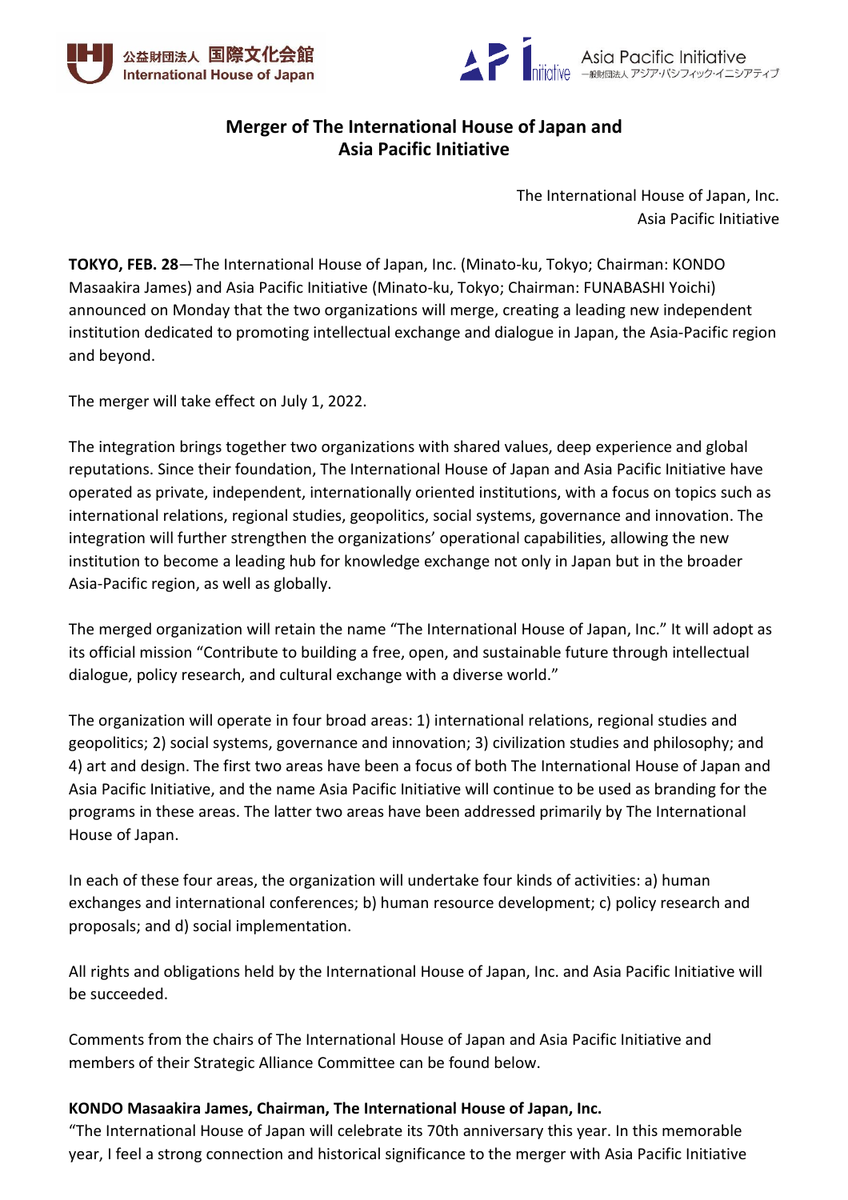公益財団法人 国際文化会館
International House of Japan

Asia Pacific Initiative
一般財団法人 アジア・パシフィック・イニシアティブ

# Merger of The International House of Japan and Asia Pacific Initiative

The International House of Japan, Inc.
Asia Pacific Initiative

**TOKYO, FEB. 28**—The International House of Japan, Inc. (Minato-ku, Tokyo; Chairman: KONDO Masaakira James) and Asia Pacific Initiative (Minato-ku, Tokyo; Chairman: FUNABASHI Yoichi) announced on Monday that the two organizations will merge, creating a leading new independent institution dedicated to promoting intellectual exchange and dialogue in Japan, the Asia-Pacific region and beyond.

The merger will take effect on July 1, 2022.

The integration brings together two organizations with shared values, deep experience and global reputations. Since their foundation, The International House of Japan and Asia Pacific Initiative have operated as private, independent, internationally oriented institutions, with a focus on topics such as international relations, regional studies, geopolitics, social systems, governance and innovation. The integration will further strengthen the organizations' operational capabilities, allowing the new institution to become a leading hub for knowledge exchange not only in Japan but in the broader Asia-Pacific region, as well as globally.

The merged organization will retain the name "The International House of Japan, Inc." It will adopt as its official mission "Contribute to building a free, open, and sustainable future through intellectual dialogue, policy research, and cultural exchange with a diverse world."

The organization will operate in four broad areas: 1) international relations, regional studies and geopolitics; 2) social systems, governance and innovation; 3) civilization studies and philosophy; and 4) art and design. The first two areas have been a focus of both The International House of Japan and Asia Pacific Initiative, and the name Asia Pacific Initiative will continue to be used as branding for the programs in these areas. The latter two areas have been addressed primarily by The International House of Japan.

In each of these four areas, the organization will undertake four kinds of activities: a) human exchanges and international conferences; b) human resource development; c) policy research and proposals; and d) social implementation.

All rights and obligations held by the International House of Japan, Inc. and Asia Pacific Initiative will be succeeded.

Comments from the chairs of The International House of Japan and Asia Pacific Initiative and members of their Strategic Alliance Committee can be found below.

**KONDO Masaakira James, Chairman, The International House of Japan, Inc.**
"The International House of Japan will celebrate its 70th anniversary this year. In this memorable year, I feel a strong connection and historical significance to the merger with Asia Pacific Initiative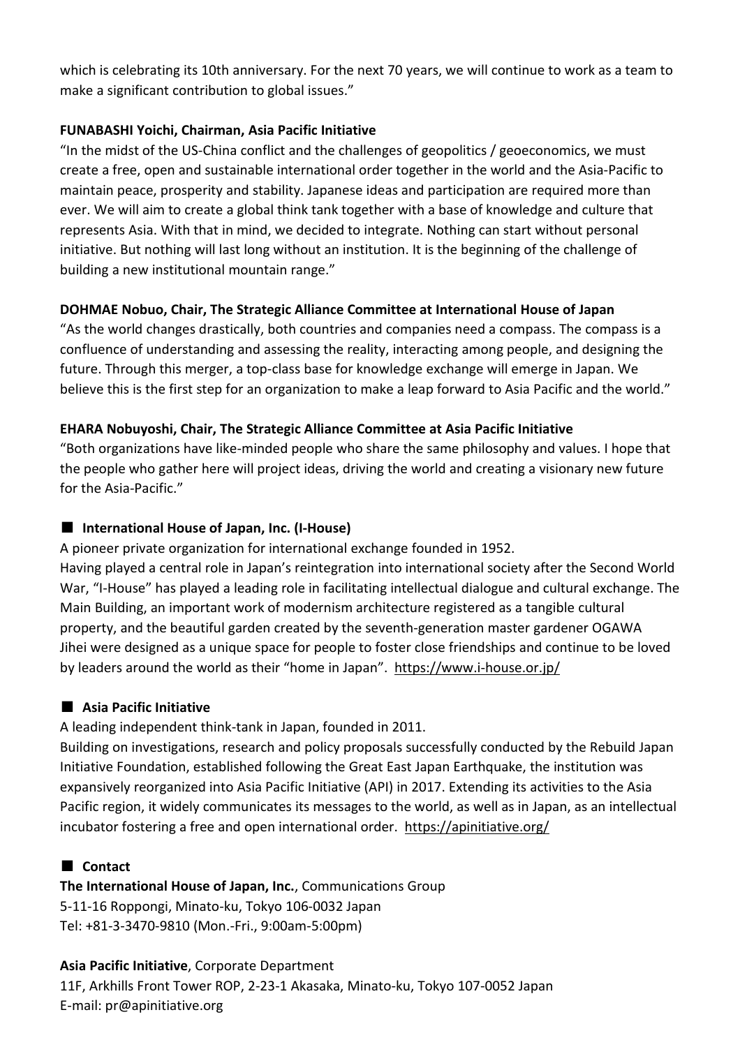which is celebrating its 10th anniversary. For the next 70 years, we will continue to work as a team to make a significant contribution to global issues."

**FUNABASHI Yoichi, Chairman, Asia Pacific Initiative**

"In the midst of the US-China conflict and the challenges of geopolitics / geoeconomics, we must create a free, open and sustainable international order together in the world and the Asia-Pacific to maintain peace, prosperity and stability. Japanese ideas and participation are required more than ever. We will aim to create a global think tank together with a base of knowledge and culture that represents Asia. With that in mind, we decided to integrate. Nothing can start without personal initiative. But nothing will last long without an institution. It is the beginning of the challenge of building a new institutional mountain range."

**DOHMAE Nobuo, Chair, The Strategic Alliance Committee at International House of Japan**

"As the world changes drastically, both countries and companies need a compass. The compass is a confluence of understanding and assessing the reality, interacting among people, and designing the future. Through this merger, a top-class base for knowledge exchange will emerge in Japan. We believe this is the first step for an organization to make a leap forward to Asia Pacific and the world."

**EHARA Nobuyoshi, Chair, The Strategic Alliance Committee at Asia Pacific Initiative**

"Both organizations have like-minded people who share the same philosophy and values. I hope that the people who gather here will project ideas, driving the world and creating a visionary new future for the Asia-Pacific."

## ■ International House of Japan, Inc. (I-House)

A pioneer private organization for international exchange founded in 1952.
Having played a central role in Japan's reintegration into international society after the Second World War, "I-House" has played a leading role in facilitating intellectual dialogue and cultural exchange. The Main Building, an important work of modernism architecture registered as a tangible cultural property, and the beautiful garden created by the seventh-generation master gardener OGAWA Jihei were designed as a unique space for people to foster close friendships and continue to be loved by leaders around the world as their "home in Japan". https://www.i-house.or.jp/

## ■ Asia Pacific Initiative

A leading independent think-tank in Japan, founded in 2011.
Building on investigations, research and policy proposals successfully conducted by the Rebuild Japan Initiative Foundation, established following the Great East Japan Earthquake, the institution was expansively reorganized into Asia Pacific Initiative (API) in 2017. Extending its activities to the Asia Pacific region, it widely communicates its messages to the world, as well as in Japan, as an intellectual incubator fostering a free and open international order. https://apinitiative.org/

## ■ Contact

**The International House of Japan, Inc.**, Communications Group
5-11-16 Roppongi, Minato-ku, Tokyo 106-0032 Japan
Tel: +81-3-3470-9810 (Mon.-Fri., 9:00am-5:00pm)

**Asia Pacific Initiative**, Corporate Department
11F, Arkhills Front Tower ROP, 2-23-1 Akasaka, Minato-ku, Tokyo 107-0052 Japan
E-mail: pr@apinitiative.org